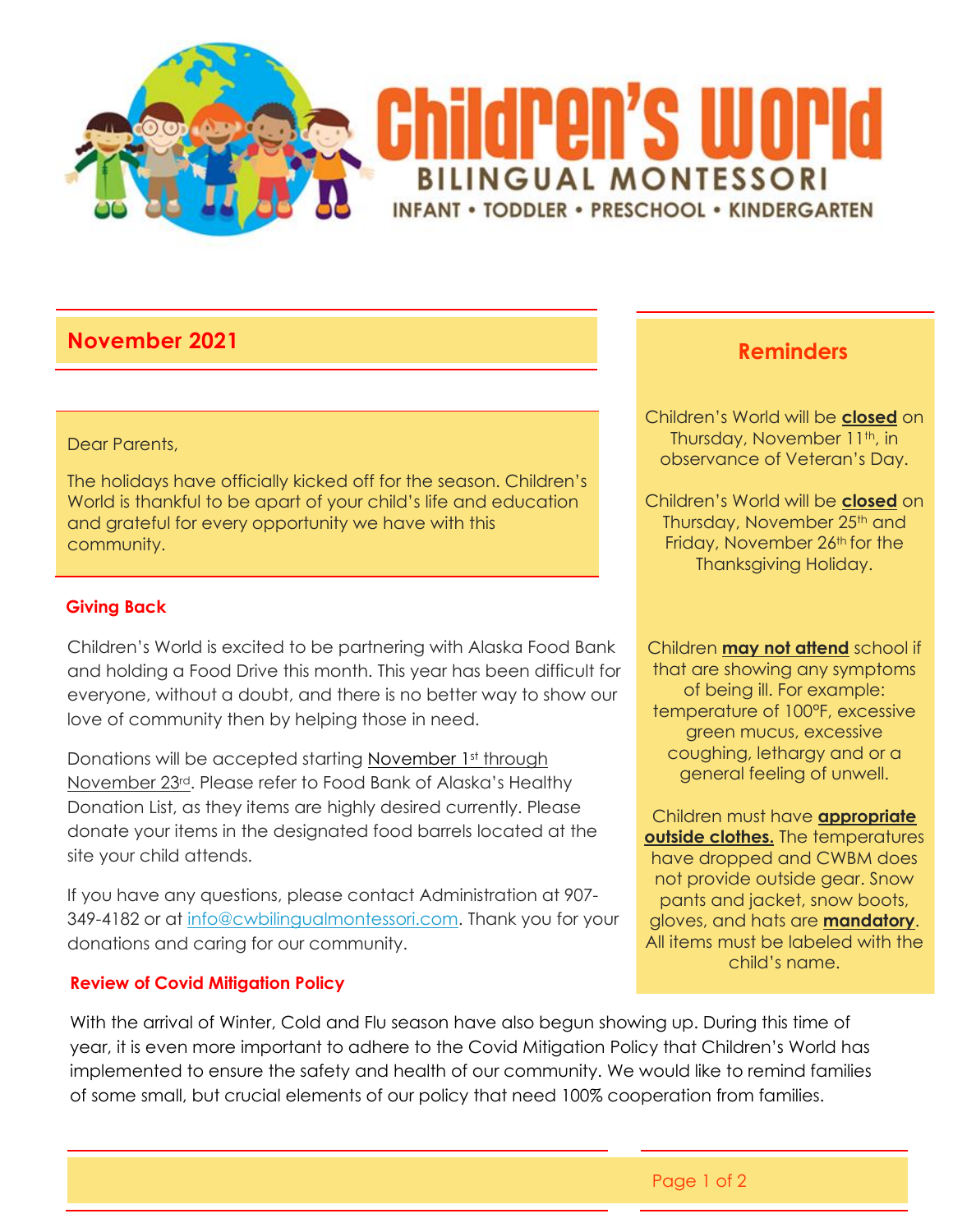# Children's World

BILINGUAL MONTESSORI

INFANT • TODDLER • PRESCHOOL • KINDERGARTEN

## November 2021

Dear Parents,

The holidays have officially kicked off for the season. Children's World is thankful to be apart of your child's life and education and grateful for every opportunity we have with this community.

### Giving Back

Children's World is excited to be partnering with Alaska Food Bank and holding a Food Drive this month. This year has been difficult for everyone, without a doubt, and there is no better way to show our love of community then by helping those in need.

Donations will be accepted starting November 1st through November 23rd. Please refer to Food Bank of Alaska's Healthy Donation List, as they items are highly desired currently. Please donate your items in the designated food barrels located at the site your child attends.

If you have any questions, please contact Administration at 907-349-4182 or at info@cwbilingualmontessori.com. Thank you for your donations and caring for our community.

### Review of Covid Mitigation Policy

With the arrival of Winter, Cold and Flu season have also begun showing up. During this time of year, it is even more important to adhere to the Covid Mitigation Policy that Children's World has implemented to ensure the safety and health of our community. We would like to remind families of some small, but crucial elements of our policy that need 100% cooperation from families.

## Reminders

Children's World will be **closed** on Thursday, November 11th, in observance of Veteran's Day.

Children's World will be **closed** on Thursday, November 25th and Friday, November 26th for the Thanksgiving Holiday.

Children **may not attend** school if that are showing any symptoms of being ill. For example: temperature of 100°F, excessive green mucus, excessive coughing, lethargy and or a general feeling of unwell.

Children must have **appropriate outside clothes.** The temperatures have dropped and CWBM does not provide outside gear. Snow pants and jacket, snow boots, gloves, and hats are **mandatory**. All items must be labeled with the child's name.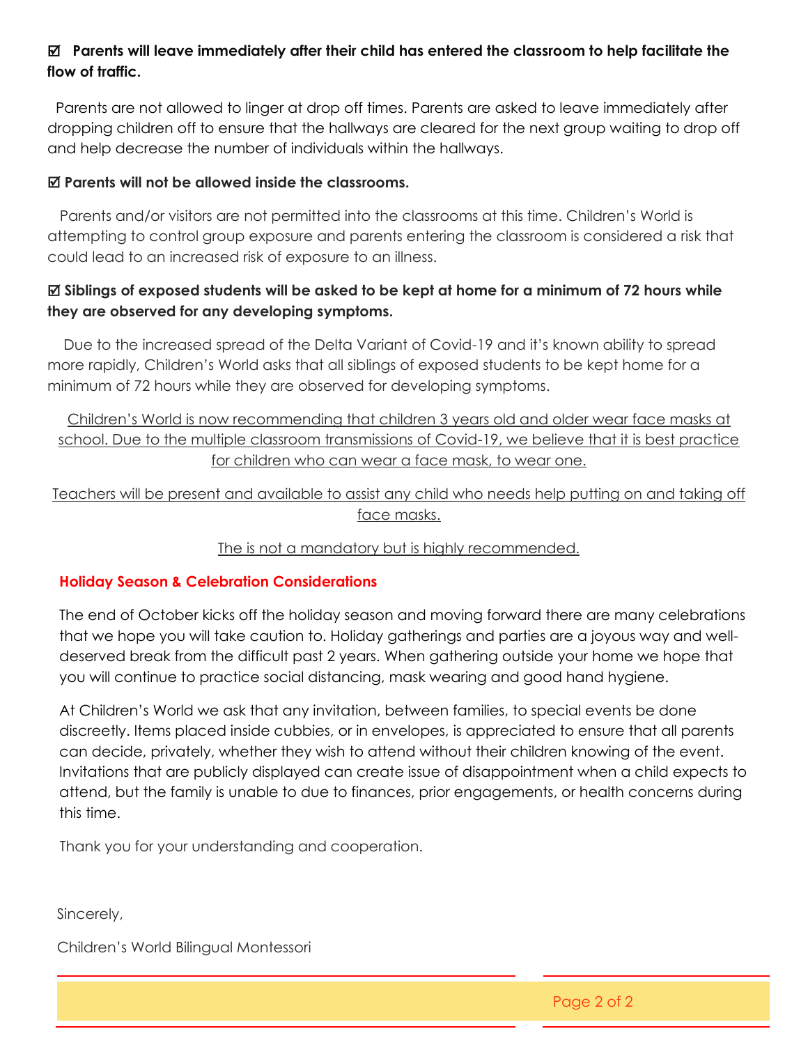☑ **Parents will leave immediately after their child has entered the classroom to help facilitate the flow of traffic.**

Parents are not allowed to linger at drop off times. Parents are asked to leave immediately after dropping children off to ensure that the hallways are cleared for the next group waiting to drop off and help decrease the number of individuals within the hallways.

☑ **Parents will not be allowed inside the classrooms.**

Parents and/or visitors are not permitted into the classrooms at this time. Children's World is attempting to control group exposure and parents entering the classroom is considered a risk that could lead to an increased risk of exposure to an illness.

☑ **Siblings of exposed students will be asked to be kept at home for a minimum of 72 hours while they are observed for any developing symptoms.**

Due to the increased spread of the Delta Variant of Covid-19 and it's known ability to spread more rapidly, Children's World asks that all siblings of exposed students to be kept home for a minimum of 72 hours while they are observed for developing symptoms.

<u>Children's World is now recommending that children 3 years old and older wear face masks at school. Due to the multiple classroom transmissions of Covid-19, we believe that it is best practice for children who can wear a face mask, to wear one.</u>

<u>Teachers will be present and available to assist any child who needs help putting on and taking off face masks.</u>

<u>The is not a mandatory but is highly recommended.</u>

## Holiday Season & Celebration Considerations

The end of October kicks off the holiday season and moving forward there are many celebrations that we hope you will take caution to. Holiday gatherings and parties are a joyous way and well-deserved break from the difficult past 2 years. When gathering outside your home we hope that you will continue to practice social distancing, mask wearing and good hand hygiene.

At Children's World we ask that any invitation, between families, to special events be done discreetly. Items placed inside cubbies, or in envelopes, is appreciated to ensure that all parents can decide, privately, whether they wish to attend without their children knowing of the event. Invitations that are publicly displayed can create issue of disappointment when a child expects to attend, but the family is unable to due to finances, prior engagements, or health concerns during this time.

Thank you for your understanding and cooperation.

Sincerely,

Children's World Bilingual Montessori